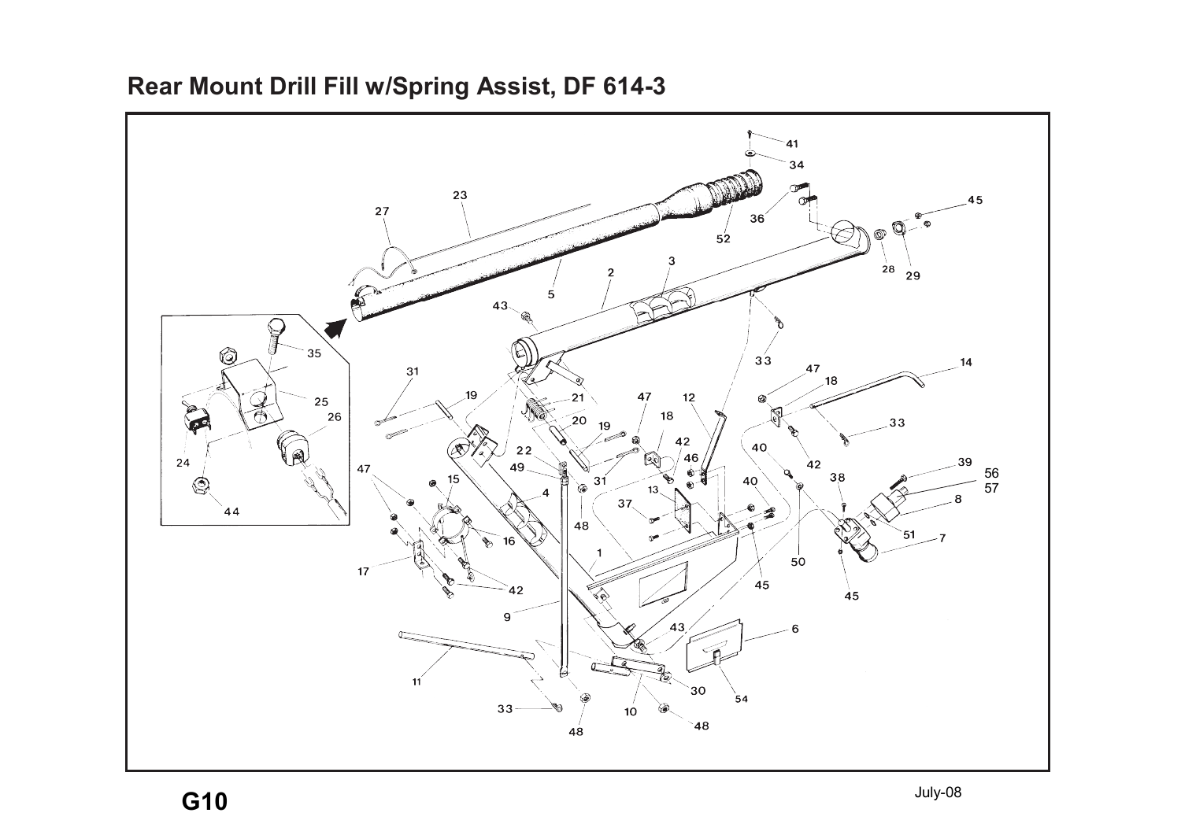# Rear Mount Drill Fill w/Spring Assist, DF 614-3

July-08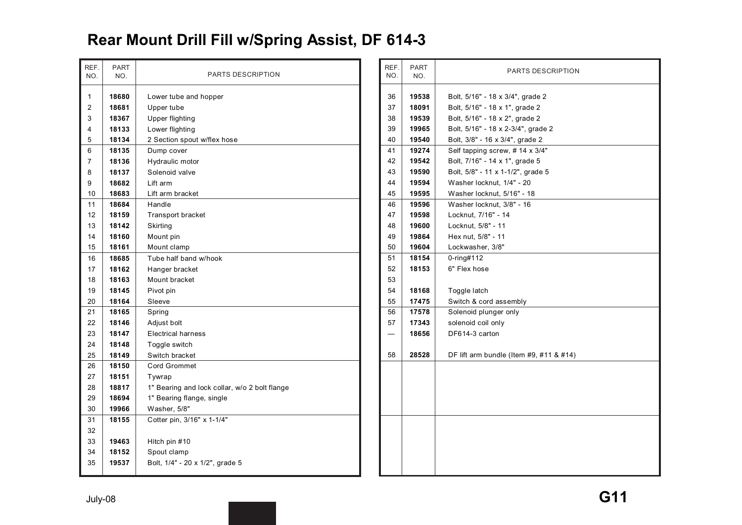# Rear Mount Drill Fill w/Spring Assist, DF 614-3

| REF. NO. | PART NO. | PARTS DESCRIPTION |
|---|---|---|
| 1 | **18680** | Lower tube and hopper |
| 2 | **18681** | Upper tube |
| 3 | **18367** | Upper flighting |
| 4 | **18133** | Lower flighting |
| 5 | **18134** | 2 Section spout w/flex hose |
| 6 | **18135** | Dump cover |
| 7 | **18136** | Hydraulic motor |
| 8 | **18137** | Solenoid valve |
| 9 | **18682** | Lift arm |
| 10 | **18683** | Lift arm bracket |
| 11 | **18684** | Handle |
| 12 | **18159** | Transport bracket |
| 13 | **18142** | Skirting |
| 14 | **18160** | Mount pin |
| 15 | **18161** | Mount clamp |
| 16 | **18685** | Tube half band w/hook |
| 17 | **18162** | Hanger bracket |
| 18 | **18163** | Mount bracket |
| 19 | **18145** | Pivot pin |
| 20 | **18164** | Sleeve |
| 21 | **18165** | Spring |
| 22 | **18146** | Adjust bolt |
| 23 | **18147** | Electrical harness |
| 24 | **18148** | Toggle switch |
| 25 | **18149** | Switch bracket |
| 26 | **18150** | Cord Grommet |
| 27 | **18151** | Tywrap |
| 28 | **18817** | 1" Bearing and lock collar, w/o 2 bolt flange |
| 29 | **18694** | 1" Bearing flange, single |
| 30 | **19966** | Washer, 5/8" |
| 31 | **18155** | Cotter pin, 3/16" x 1-1/4" |
| 32 | | |
| 33 | **19463** | Hitch pin #10 |
| 34 | **18152** | Spout clamp |
| 35 | **19537** | Bolt, 1/4" - 20 x 1/2", grade 5 |
| 36 | **19538** | Bolt, 5/16" - 18 x 3/4", grade 2 |
| 37 | **18091** | Bolt, 5/16" - 18 x 1", grade 2 |
| 38 | **19539** | Bolt, 5/16" - 18 x 2", grade 2 |
| 39 | **19965** | Bolt, 5/16" - 18 x 2-3/4", grade 2 |
| 40 | **19540** | Bolt, 3/8" - 16 x 3/4", grade 2 |
| 41 | **19274** | Self tapping screw, # 14 x 3/4" |
| 42 | **19542** | Bolt, 7/16" - 14 x 1", grade 5 |
| 43 | **19590** | Bolt, 5/8" - 11 x 1-1/2", grade 5 |
| 44 | **19594** | Washer locknut, 1/4" - 20 |
| 45 | **19595** | Washer locknut, 5/16" - 18 |
| 46 | **19596** | Washer locknut, 3/8" - 16 |
| 47 | **19598** | Locknut, 7/16" - 14 |
| 48 | **19600** | Locknut, 5/8" - 11 |
| 49 | **19864** | Hex nut, 5/8" - 11 |
| 50 | **19604** | Lockwasher, 3/8" |
| 51 | **18154** | 0-ring#112 |
| 52 | **18153** | 6" Flex hose |
| 53 | | |
| 54 | **18168** | Toggle latch |
| 55 | **17475** | Switch & cord assembly |
| 56 | **17578** | Solenoid plunger only |
| 57 | **17343** | solenoid coil only |
| — | **18656** | DF614-3 carton |
| 58 | **28528** | DF lift arm bundle (Item #9, #11 & #14) |

July-08